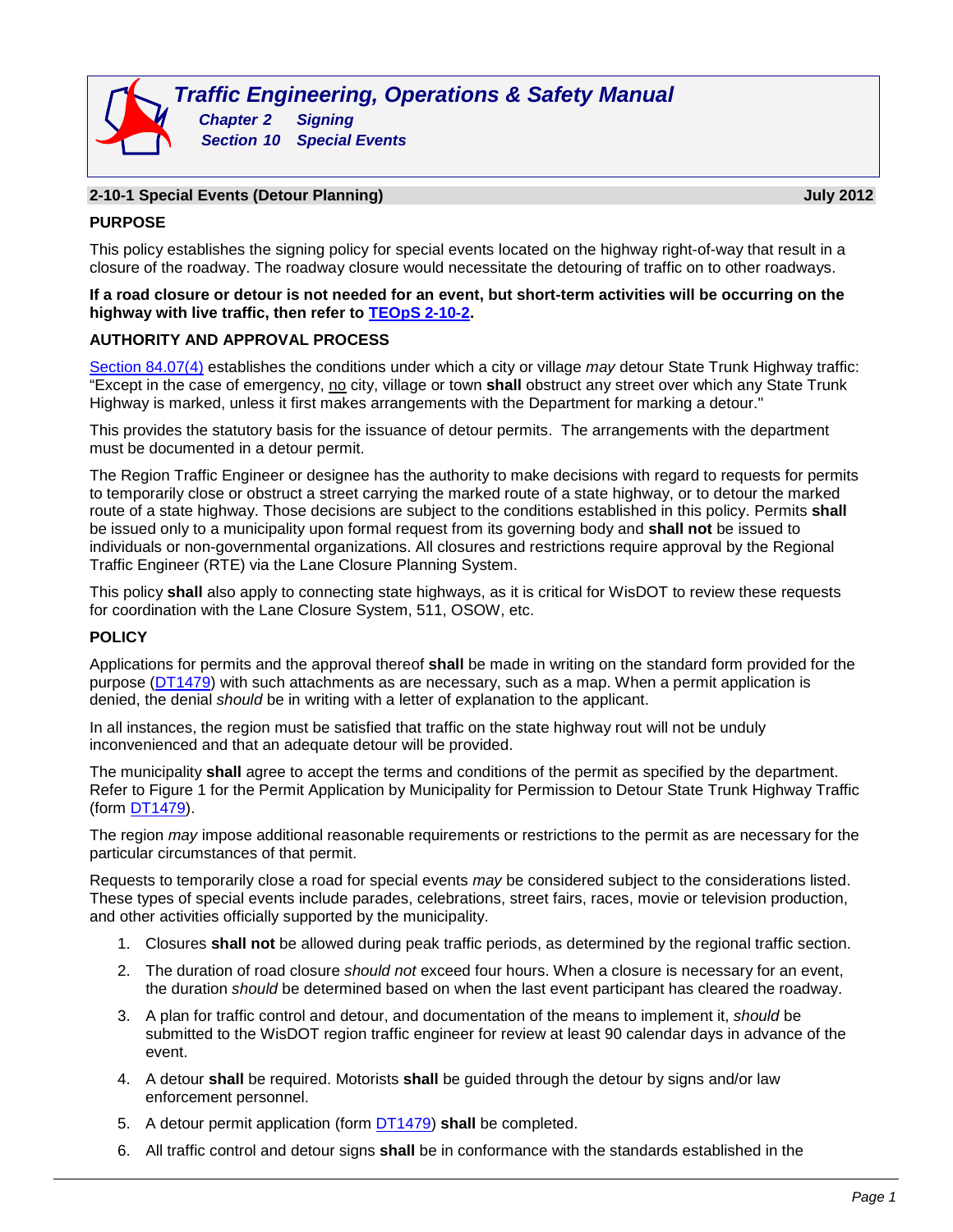# Traffic Engineering, Operations & Safety Manual

**Chapter 2 Signing**
**Section 10 Special Events**

## 2-10-1 Special Events (Detour Planning) — July 2012

### PURPOSE

This policy establishes the signing policy for special events located on the highway right-of-way that result in a closure of the roadway. The roadway closure would necessitate the detouring of traffic on to other roadways.

**If a road closure or detour is not needed for an event, but short-term activities will be occurring on the highway with live traffic, then refer to TEOpS 2-10-2.**

### AUTHORITY AND APPROVAL PROCESS

Section 84.07(4) establishes the conditions under which a city or village *may* detour State Trunk Highway traffic: "Except in the case of emergency, no city, village or town **shall** obstruct any street over which any State Trunk Highway is marked, unless it first makes arrangements with the Department for marking a detour."

This provides the statutory basis for the issuance of detour permits. The arrangements with the department must be documented in a detour permit.

The Region Traffic Engineer or designee has the authority to make decisions with regard to requests for permits to temporarily close or obstruct a street carrying the marked route of a state highway, or to detour the marked route of a state highway. Those decisions are subject to the conditions established in this policy. Permits **shall** be issued only to a municipality upon formal request from its governing body and **shall not** be issued to individuals or non-governmental organizations. All closures and restrictions require approval by the Regional Traffic Engineer (RTE) via the Lane Closure Planning System.

This policy **shall** also apply to connecting state highways, as it is critical for WisDOT to review these requests for coordination with the Lane Closure System, 511, OSOW, etc.

### POLICY

Applications for permits and the approval thereof **shall** be made in writing on the standard form provided for the purpose (DT1479) with such attachments as are necessary, such as a map. When a permit application is denied, the denial *should* be in writing with a letter of explanation to the applicant.

In all instances, the region must be satisfied that traffic on the state highway rout will not be unduly inconvenienced and that an adequate detour will be provided.

The municipality **shall** agree to accept the terms and conditions of the permit as specified by the department. Refer to Figure 1 for the Permit Application by Municipality for Permission to Detour State Trunk Highway Traffic (form DT1479).

The region *may* impose additional reasonable requirements or restrictions to the permit as are necessary for the particular circumstances of that permit.

Requests to temporarily close a road for special events *may* be considered subject to the considerations listed. These types of special events include parades, celebrations, street fairs, races, movie or television production, and other activities officially supported by the municipality.

1. Closures **shall not** be allowed during peak traffic periods, as determined by the regional traffic section.
2. The duration of road closure *should not* exceed four hours. When a closure is necessary for an event, the duration *should* be determined based on when the last event participant has cleared the roadway.
3. A plan for traffic control and detour, and documentation of the means to implement it, *should* be submitted to the WisDOT region traffic engineer for review at least 90 calendar days in advance of the event.
4. A detour **shall** be required. Motorists **shall** be guided through the detour by signs and/or law enforcement personnel.
5. A detour permit application (form DT1479) **shall** be completed.
6. All traffic control and detour signs **shall** be in conformance with the standards established in the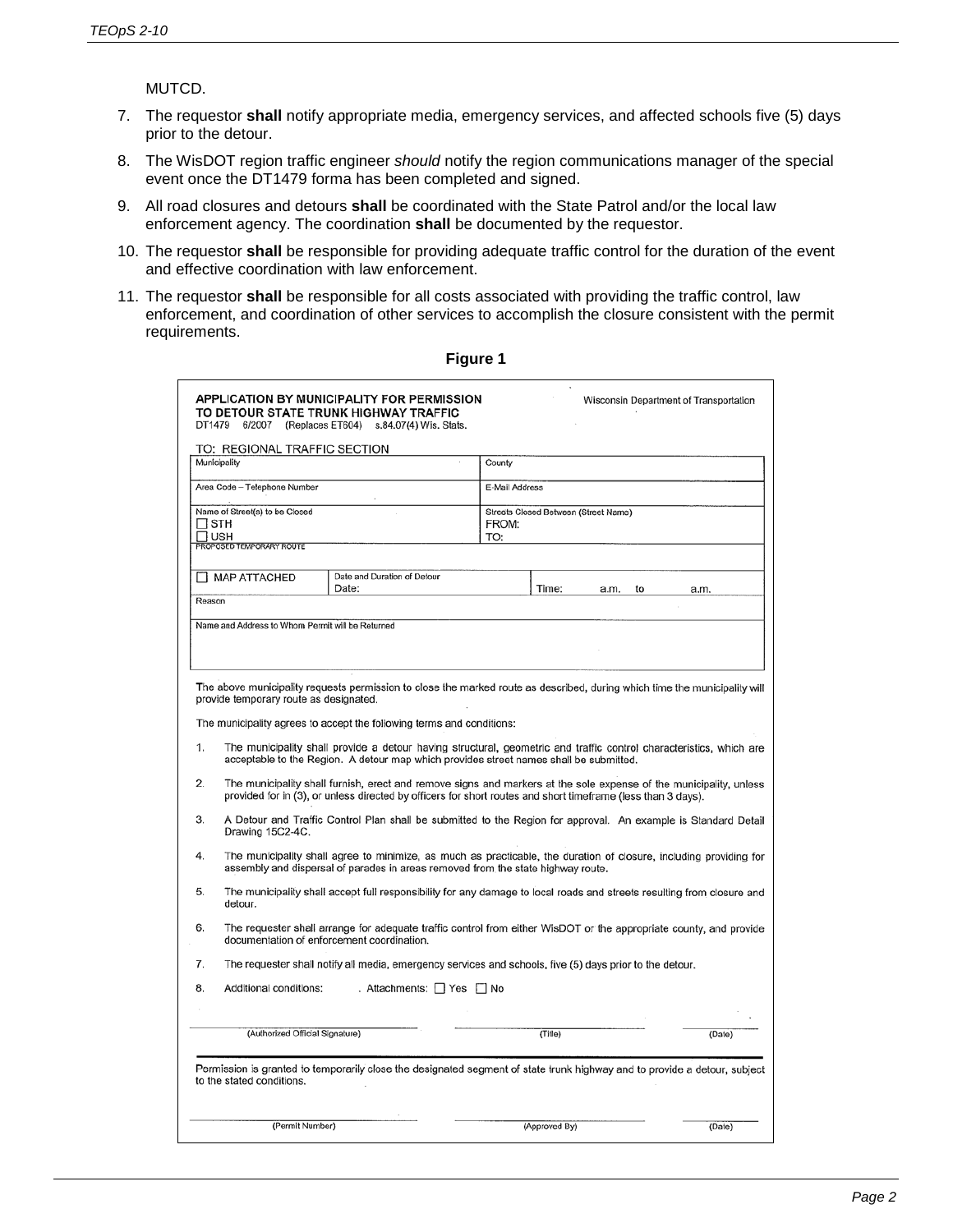MUTCD.

7. The requestor **shall** notify appropriate media, emergency services, and affected schools five (5) days prior to the detour.
8. The WisDOT region traffic engineer *should* notify the region communications manager of the special event once the DT1479 forma has been completed and signed.
9. All road closures and detours **shall** be coordinated with the State Patrol and/or the local law enforcement agency. The coordination **shall** be documented by the requestor.
10. The requestor **shall** be responsible for providing adequate traffic control for the duration of the event and effective coordination with law enforcement.
11. The requestor **shall** be responsible for all costs associated with providing the traffic control, law enforcement, and coordination of other services to accomplish the closure consistent with the permit requirements.

**Figure 1**

**APPLICATION BY MUNICIPALITY FOR PERMISSION TO DETOUR STATE TRUNK HIGHWAY TRAFFIC**
DT1479 6/2007 (Replaces ET604) s.84.07(4) Wis. Stats.

Wisconsin Department of Transportation

TO: REGIONAL TRAFFIC SECTION

| Municipality | | County | |
|---|---|---|---|
| Area Code – Telephone Number | | E-Mail Address | |
| Name of Street(s) to be Closed<br>☐ STH<br>☐ USH | | Streets Closed Between (Street Name)<br>FROM:<br>TO: | |
| PROPOSED TEMPORARY ROUTE | | | |
| ☐ MAP ATTACHED | Date and Duration of Detour<br>Date: | | Time: a.m. to a.m. |
| Reason | | | |
| Name and Address to Whom Permit will be Returned | | | |

The above municipality requests permission to close the marked route as described, during which time the municipality will provide temporary route as designated.

The municipality agrees to accept the following terms and conditions:

1. The municipality shall provide a detour having structural, geometric and traffic control characteristics, which are acceptable to the Region. A detour map which provides street names shall be submitted.
2. The municipality shall furnish, erect and remove signs and markers at the sole expense of the municipality, unless provided for in (3), or unless directed by officers for short routes and short timeframe (less than 3 days).
3. A Detour and Traffic Control Plan shall be submitted to the Region for approval. An example is Standard Detail Drawing 15C2-4C.
4. The municipality shall agree to minimize, as much as practicable, the duration of closure, including providing for assembly and dispersal of parades in areas removed from the state highway route.
5. The municipality shall accept full responsibility for any damage to local roads and streets resulting from closure and detour.
6. The requester shall arrange for adequate traffic control from either WisDOT or the appropriate county, and provide documentation of enforcement coordination.
7. The requester shall notify all media, emergency services and schools, five (5) days prior to the detour.
8. Additional conditions: . Attachments: ☐ Yes ☐ No

(Authorized Official Signature) (Title) (Date)

Permission is granted to temporarily close the designated segment of state trunk highway and to provide a detour, subject to the stated conditions.

(Permit Number) (Approved By) (Date)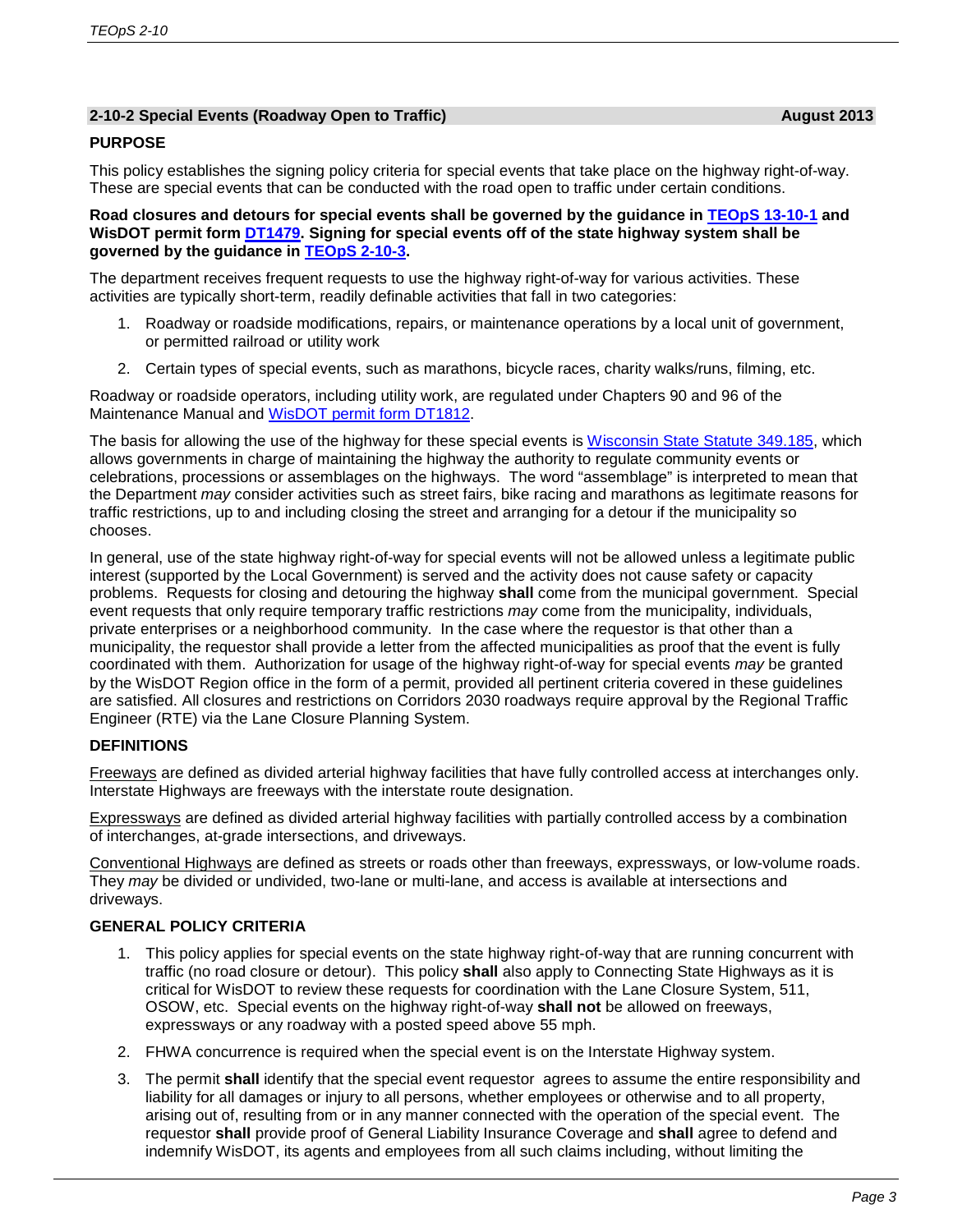## 2-10-2 Special Events (Roadway Open to Traffic) August 2013

### PURPOSE

This policy establishes the signing policy criteria for special events that take place on the highway right-of-way. These are special events that can be conducted with the road open to traffic under certain conditions.

**Road closures and detours for special events shall be governed by the guidance in TEOpS 13-10-1 and WisDOT permit form DT1479. Signing for special events off of the state highway system shall be governed by the guidance in TEOpS 2-10-3.**

The department receives frequent requests to use the highway right-of-way for various activities. These activities are typically short-term, readily definable activities that fall in two categories:

1. Roadway or roadside modifications, repairs, or maintenance operations by a local unit of government, or permitted railroad or utility work
2. Certain types of special events, such as marathons, bicycle races, charity walks/runs, filming, etc.

Roadway or roadside operators, including utility work, are regulated under Chapters 90 and 96 of the Maintenance Manual and WisDOT permit form DT1812.

The basis for allowing the use of the highway for these special events is Wisconsin State Statute 349.185, which allows governments in charge of maintaining the highway the authority to regulate community events or celebrations, processions or assemblages on the highways. The word "assemblage" is interpreted to mean that the Department *may* consider activities such as street fairs, bike racing and marathons as legitimate reasons for traffic restrictions, up to and including closing the street and arranging for a detour if the municipality so chooses.

In general, use of the state highway right-of-way for special events will not be allowed unless a legitimate public interest (supported by the Local Government) is served and the activity does not cause safety or capacity problems. Requests for closing and detouring the highway **shall** come from the municipal government. Special event requests that only require temporary traffic restrictions *may* come from the municipality, individuals, private enterprises or a neighborhood community. In the case where the requestor is that other than a municipality, the requestor shall provide a letter from the affected municipalities as proof that the event is fully coordinated with them. Authorization for usage of the highway right-of-way for special events *may* be granted by the WisDOT Region office in the form of a permit, provided all pertinent criteria covered in these guidelines are satisfied. All closures and restrictions on Corridors 2030 roadways require approval by the Regional Traffic Engineer (RTE) via the Lane Closure Planning System.

### DEFINITIONS

Freeways are defined as divided arterial highway facilities that have fully controlled access at interchanges only. Interstate Highways are freeways with the interstate route designation.

Expressways are defined as divided arterial highway facilities with partially controlled access by a combination of interchanges, at-grade intersections, and driveways.

Conventional Highways are defined as streets or roads other than freeways, expressways, or low-volume roads. They *may* be divided or undivided, two-lane or multi-lane, and access is available at intersections and driveways.

### GENERAL POLICY CRITERIA

1. This policy applies for special events on the state highway right-of-way that are running concurrent with traffic (no road closure or detour). This policy **shall** also apply to Connecting State Highways as it is critical for WisDOT to review these requests for coordination with the Lane Closure System, 511, OSOW, etc. Special events on the highway right-of-way **shall not** be allowed on freeways, expressways or any roadway with a posted speed above 55 mph.
2. FHWA concurrence is required when the special event is on the Interstate Highway system.
3. The permit **shall** identify that the special event requestor agrees to assume the entire responsibility and liability for all damages or injury to all persons, whether employees or otherwise and to all property, arising out of, resulting from or in any manner connected with the operation of the special event. The requestor **shall** provide proof of General Liability Insurance Coverage and **shall** agree to defend and indemnify WisDOT, its agents and employees from all such claims including, without limiting the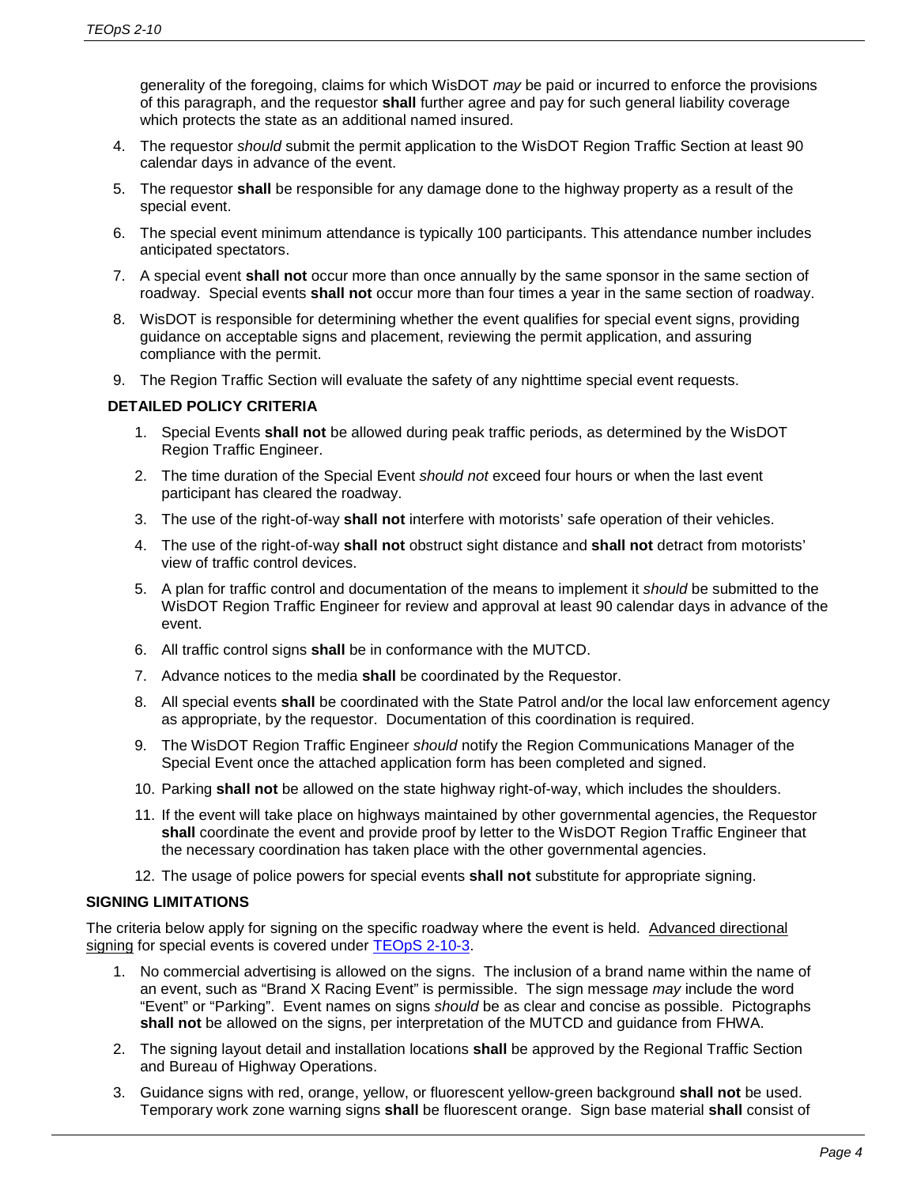generality of the foregoing, claims for which WisDOT *may* be paid or incurred to enforce the provisions of this paragraph, and the requestor **shall** further agree and pay for such general liability coverage which protects the state as an additional named insured.

4. The requestor *should* submit the permit application to the WisDOT Region Traffic Section at least 90 calendar days in advance of the event.
5. The requestor **shall** be responsible for any damage done to the highway property as a result of the special event.
6. The special event minimum attendance is typically 100 participants. This attendance number includes anticipated spectators.
7. A special event **shall not** occur more than once annually by the same sponsor in the same section of roadway. Special events **shall not** occur more than four times a year in the same section of roadway.
8. WisDOT is responsible for determining whether the event qualifies for special event signs, providing guidance on acceptable signs and placement, reviewing the permit application, and assuring compliance with the permit.
9. The Region Traffic Section will evaluate the safety of any nighttime special event requests.

### DETAILED POLICY CRITERIA

1. Special Events **shall not** be allowed during peak traffic periods, as determined by the WisDOT Region Traffic Engineer.
2. The time duration of the Special Event *should not* exceed four hours or when the last event participant has cleared the roadway.
3. The use of the right-of-way **shall not** interfere with motorists' safe operation of their vehicles.
4. The use of the right-of-way **shall not** obstruct sight distance and **shall not** detract from motorists' view of traffic control devices.
5. A plan for traffic control and documentation of the means to implement it *should* be submitted to the WisDOT Region Traffic Engineer for review and approval at least 90 calendar days in advance of the event.
6. All traffic control signs **shall** be in conformance with the MUTCD.
7. Advance notices to the media **shall** be coordinated by the Requestor.
8. All special events **shall** be coordinated with the State Patrol and/or the local law enforcement agency as appropriate, by the requestor. Documentation of this coordination is required.
9. The WisDOT Region Traffic Engineer *should* notify the Region Communications Manager of the Special Event once the attached application form has been completed and signed.
10. Parking **shall not** be allowed on the state highway right-of-way, which includes the shoulders.
11. If the event will take place on highways maintained by other governmental agencies, the Requestor **shall** coordinate the event and provide proof by letter to the WisDOT Region Traffic Engineer that the necessary coordination has taken place with the other governmental agencies.
12. The usage of police powers for special events **shall not** substitute for appropriate signing.

### SIGNING LIMITATIONS

The criteria below apply for signing on the specific roadway where the event is held. Advanced directional signing for special events is covered under TEOpS 2-10-3.

1. No commercial advertising is allowed on the signs. The inclusion of a brand name within the name of an event, such as "Brand X Racing Event" is permissible. The sign message *may* include the word "Event" or "Parking". Event names on signs *should* be as clear and concise as possible. Pictographs **shall not** be allowed on the signs, per interpretation of the MUTCD and guidance from FHWA.
2. The signing layout detail and installation locations **shall** be approved by the Regional Traffic Section and Bureau of Highway Operations.
3. Guidance signs with red, orange, yellow, or fluorescent yellow-green background **shall not** be used. Temporary work zone warning signs **shall** be fluorescent orange. Sign base material **shall** consist of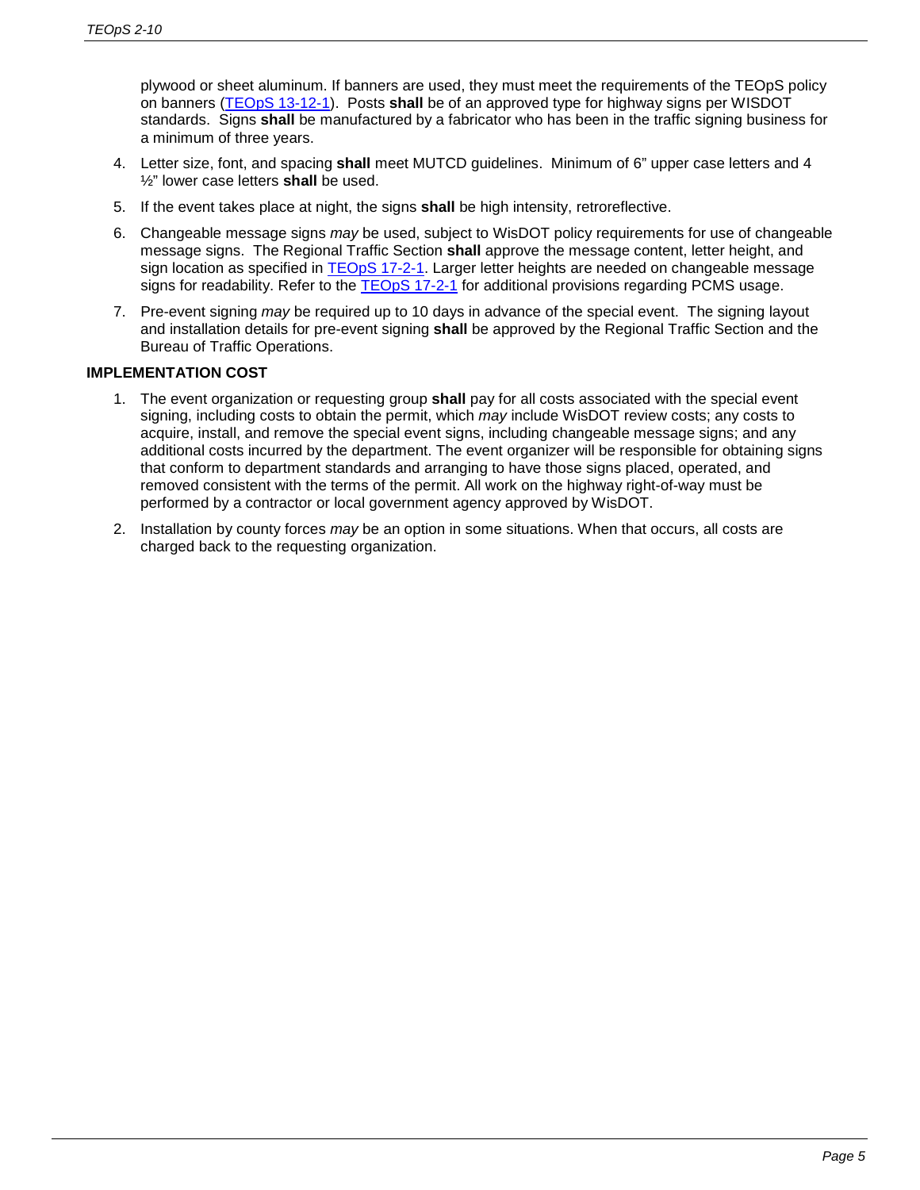plywood or sheet aluminum. If banners are used, they must meet the requirements of the TEOpS policy on banners (TEOpS 13-12-1). Posts **shall** be of an approved type for highway signs per WISDOT standards. Signs **shall** be manufactured by a fabricator who has been in the traffic signing business for a minimum of three years.

4. Letter size, font, and spacing **shall** meet MUTCD guidelines. Minimum of 6" upper case letters and 4 ½" lower case letters **shall** be used.
5. If the event takes place at night, the signs **shall** be high intensity, retroreflective.
6. Changeable message signs *may* be used, subject to WisDOT policy requirements for use of changeable message signs. The Regional Traffic Section **shall** approve the message content, letter height, and sign location as specified in TEOpS 17-2-1. Larger letter heights are needed on changeable message signs for readability. Refer to the TEOpS 17-2-1 for additional provisions regarding PCMS usage.
7. Pre-event signing *may* be required up to 10 days in advance of the special event. The signing layout and installation details for pre-event signing **shall** be approved by the Regional Traffic Section and the Bureau of Traffic Operations.

**IMPLEMENTATION COST**

1. The event organization or requesting group **shall** pay for all costs associated with the special event signing, including costs to obtain the permit, which *may* include WisDOT review costs; any costs to acquire, install, and remove the special event signs, including changeable message signs; and any additional costs incurred by the department. The event organizer will be responsible for obtaining signs that conform to department standards and arranging to have those signs placed, operated, and removed consistent with the terms of the permit. All work on the highway right-of-way must be performed by a contractor or local government agency approved by WisDOT.
2. Installation by county forces *may* be an option in some situations. When that occurs, all costs are charged back to the requesting organization.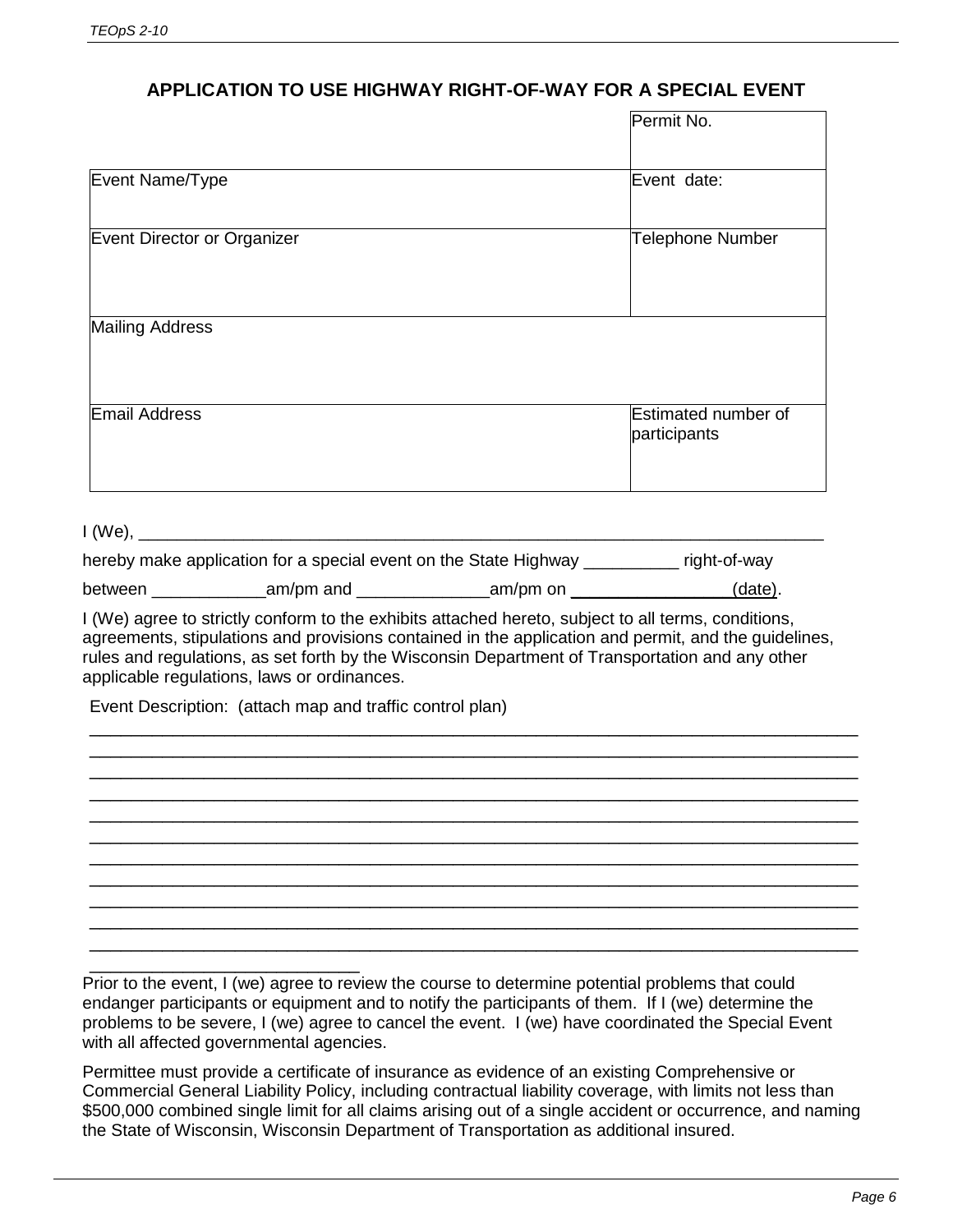## APPLICATION TO USE HIGHWAY RIGHT-OF-WAY FOR A SPECIAL EVENT

| | Permit No. |
|---|---|
| Event Name/Type | Event date: |
| Event Director or Organizer | Telephone Number |
| Mailing Address | |
| Email Address | Estimated number of participants |

I (We), ___________________________________________________________________________

hereby make application for a special event on the State Highway __________ right-of-way

between ____________am/pm and ______________am/pm on _________________(date).

I (We) agree to strictly conform to the exhibits attached hereto, subject to all terms, conditions, agreements, stipulations and provisions contained in the application and permit, and the guidelines, rules and regulations, as set forth by the Wisconsin Department of Transportation and any other applicable regulations, laws or ordinances.

Event Description: (attach map and traffic control plan)

________________________________________________________________________________
________________________________________________________________________________
________________________________________________________________________________
________________________________________________________________________________
________________________________________________________________________________
________________________________________________________________________________
________________________________________________________________________________
________________________________________________________________________________
________________________________________________________________________________
________________________________________________________________________________
________________________________________________________________________________
____________________________

Prior to the event, I (we) agree to review the course to determine potential problems that could endanger participants or equipment and to notify the participants of them. If I (we) determine the problems to be severe, I (we) agree to cancel the event. I (we) have coordinated the Special Event with all affected governmental agencies.

Permittee must provide a certificate of insurance as evidence of an existing Comprehensive or Commercial General Liability Policy, including contractual liability coverage, with limits not less than $500,000 combined single limit for all claims arising out of a single accident or occurrence, and naming the State of Wisconsin, Wisconsin Department of Transportation as additional insured.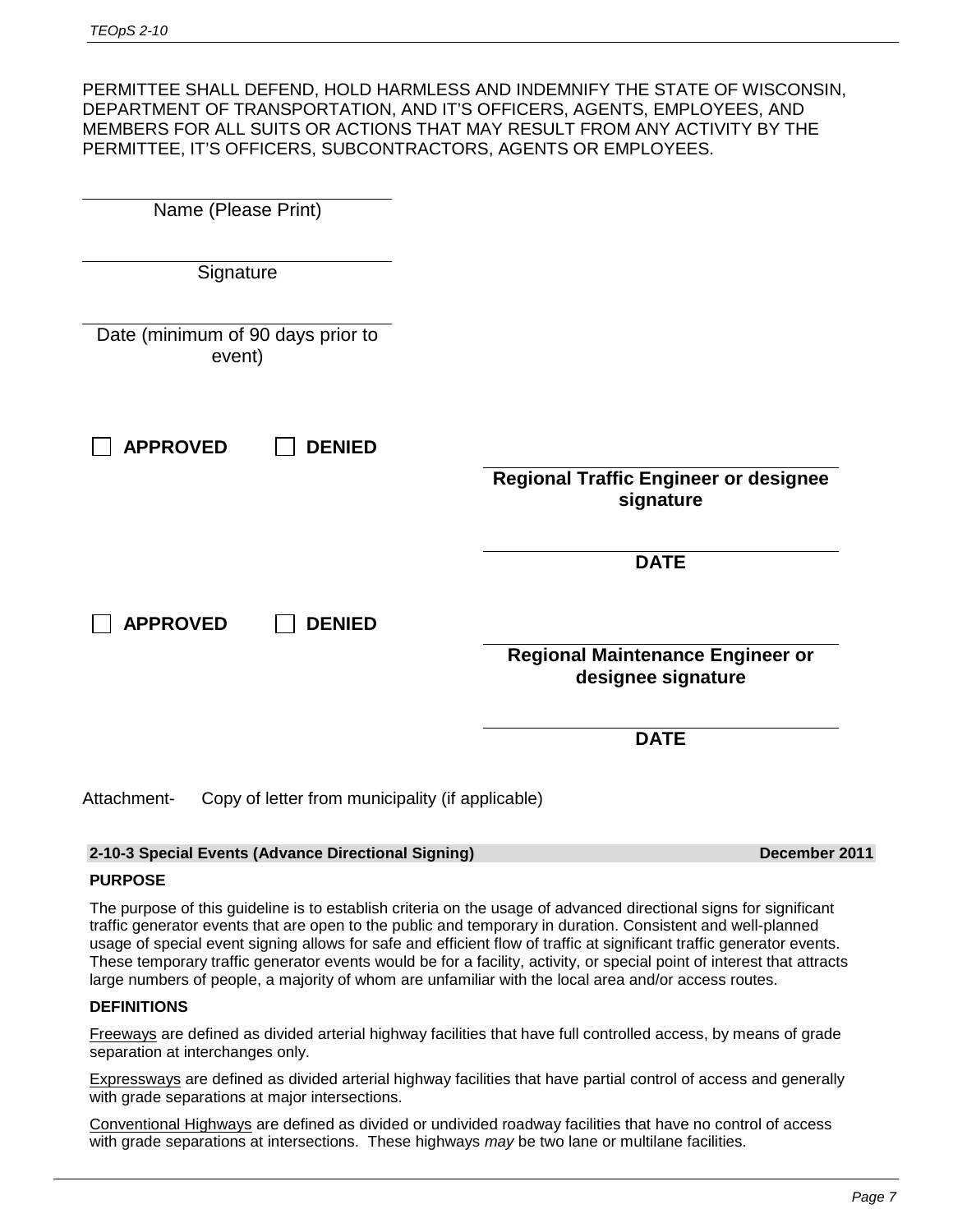PERMITTEE SHALL DEFEND, HOLD HARMLESS AND INDEMNIFY THE STATE OF WISCONSIN, DEPARTMENT OF TRANSPORTATION, AND IT'S OFFICERS, AGENTS, EMPLOYEES, AND MEMBERS FOR ALL SUITS OR ACTIONS THAT MAY RESULT FROM ANY ACTIVITY BY THE PERMITTEE, IT'S OFFICERS, SUBCONTRACTORS, AGENTS OR EMPLOYEES.

\_\_\_\_\_\_\_\_\_\_\_\_\_\_\_\_\_\_\_\_\_\_\_\_\_\_\_\_\_\_
Name (Please Print)

\_\_\_\_\_\_\_\_\_\_\_\_\_\_\_\_\_\_\_\_\_\_\_\_\_\_\_\_\_\_
Signature

\_\_\_\_\_\_\_\_\_\_\_\_\_\_\_\_\_\_\_\_\_\_\_\_\_\_\_\_\_\_
Date (minimum of 90 days prior to event)

☐ **APPROVED** ☐ **DENIED**

\_\_\_\_\_\_\_\_\_\_\_\_\_\_\_\_\_\_\_\_\_\_\_\_\_\_\_\_\_\_
**Regional Traffic Engineer or designee signature**

\_\_\_\_\_\_\_\_\_\_\_\_\_\_\_\_\_\_\_\_\_\_\_\_\_\_\_\_\_\_
**DATE**

☐ **APPROVED** ☐ **DENIED**

\_\_\_\_\_\_\_\_\_\_\_\_\_\_\_\_\_\_\_\_\_\_\_\_\_\_\_\_\_\_
**Regional Maintenance Engineer or designee signature**

\_\_\_\_\_\_\_\_\_\_\_\_\_\_\_\_\_\_\_\_\_\_\_\_\_\_\_\_\_\_
**DATE**

Attachment- Copy of letter from municipality (if applicable)

## 2-10-3 Special Events (Advance Directional Signing) — December 2011

**PURPOSE**

The purpose of this guideline is to establish criteria on the usage of advanced directional signs for significant traffic generator events that are open to the public and temporary in duration. Consistent and well-planned usage of special event signing allows for safe and efficient flow of traffic at significant traffic generator events. These temporary traffic generator events would be for a facility, activity, or special point of interest that attracts large numbers of people, a majority of whom are unfamiliar with the local area and/or access routes.

**DEFINITIONS**

<u>Freeways</u> are defined as divided arterial highway facilities that have full controlled access, by means of grade separation at interchanges only.

<u>Expressways</u> are defined as divided arterial highway facilities that have partial control of access and generally with grade separations at major intersections.

<u>Conventional Highways</u> are defined as divided or undivided roadway facilities that have no control of access with grade separations at intersections. These highways *may* be two lane or multilane facilities.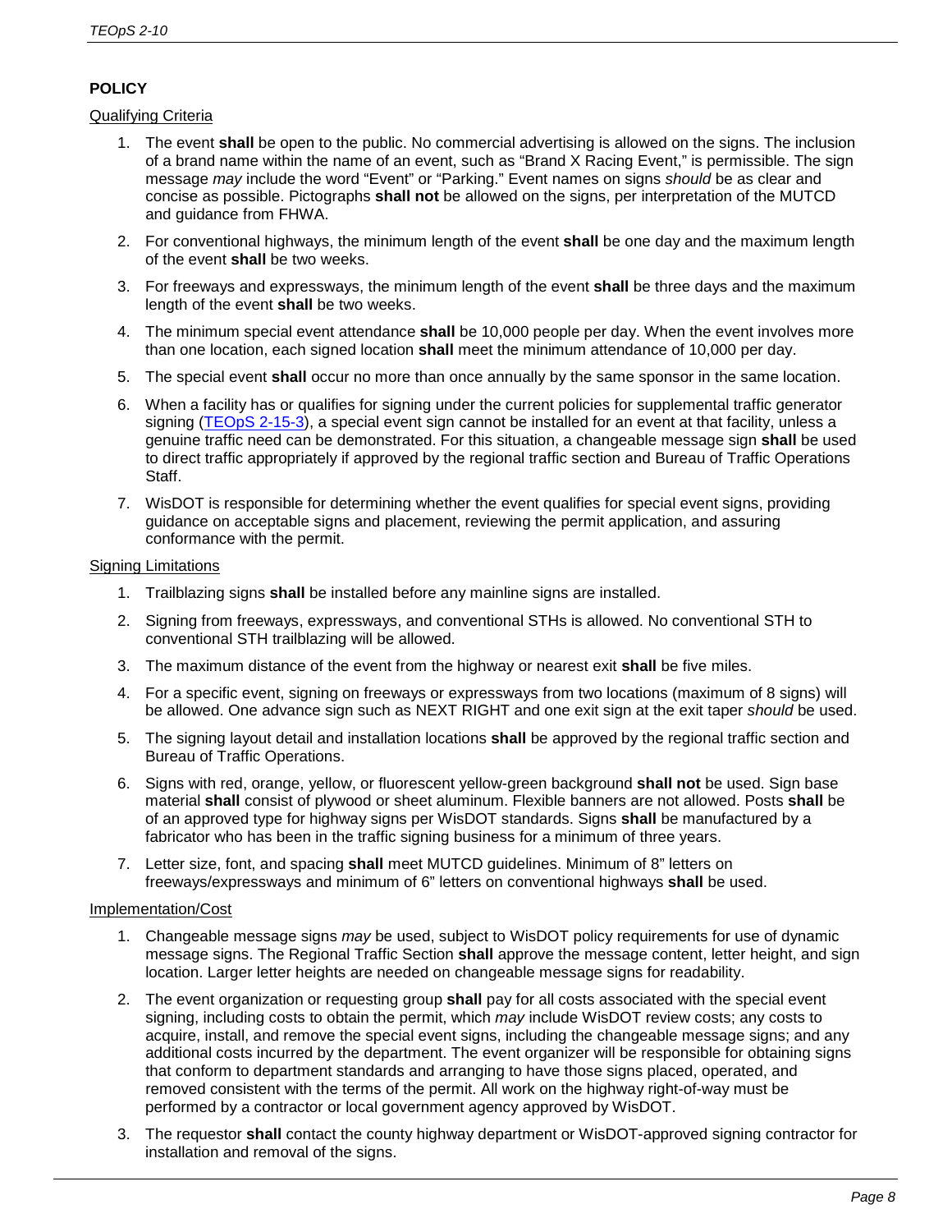## POLICY

Qualifying Criteria

1. The event **shall** be open to the public. No commercial advertising is allowed on the signs. The inclusion of a brand name within the name of an event, such as "Brand X Racing Event," is permissible. The sign message *may* include the word "Event" or "Parking." Event names on signs *should* be as clear and concise as possible. Pictographs **shall not** be allowed on the signs, per interpretation of the MUTCD and guidance from FHWA.
2. For conventional highways, the minimum length of the event **shall** be one day and the maximum length of the event **shall** be two weeks.
3. For freeways and expressways, the minimum length of the event **shall** be three days and the maximum length of the event **shall** be two weeks.
4. The minimum special event attendance **shall** be 10,000 people per day. When the event involves more than one location, each signed location **shall** meet the minimum attendance of 10,000 per day.
5. The special event **shall** occur no more than once annually by the same sponsor in the same location.
6. When a facility has or qualifies for signing under the current policies for supplemental traffic generator signing (TEOpS 2-15-3), a special event sign cannot be installed for an event at that facility, unless a genuine traffic need can be demonstrated. For this situation, a changeable message sign **shall** be used to direct traffic appropriately if approved by the regional traffic section and Bureau of Traffic Operations Staff.
7. WisDOT is responsible for determining whether the event qualifies for special event signs, providing guidance on acceptable signs and placement, reviewing the permit application, and assuring conformance with the permit.

Signing Limitations

1. Trailblazing signs **shall** be installed before any mainline signs are installed.
2. Signing from freeways, expressways, and conventional STHs is allowed. No conventional STH to conventional STH trailblazing will be allowed.
3. The maximum distance of the event from the highway or nearest exit **shall** be five miles.
4. For a specific event, signing on freeways or expressways from two locations (maximum of 8 signs) will be allowed. One advance sign such as NEXT RIGHT and one exit sign at the exit taper *should* be used.
5. The signing layout detail and installation locations **shall** be approved by the regional traffic section and Bureau of Traffic Operations.
6. Signs with red, orange, yellow, or fluorescent yellow-green background **shall not** be used. Sign base material **shall** consist of plywood or sheet aluminum. Flexible banners are not allowed. Posts **shall** be of an approved type for highway signs per WisDOT standards. Signs **shall** be manufactured by a fabricator who has been in the traffic signing business for a minimum of three years.
7. Letter size, font, and spacing **shall** meet MUTCD guidelines. Minimum of 8" letters on freeways/expressways and minimum of 6" letters on conventional highways **shall** be used.

Implementation/Cost

1. Changeable message signs *may* be used, subject to WisDOT policy requirements for use of dynamic message signs. The Regional Traffic Section **shall** approve the message content, letter height, and sign location. Larger letter heights are needed on changeable message signs for readability.
2. The event organization or requesting group **shall** pay for all costs associated with the special event signing, including costs to obtain the permit, which *may* include WisDOT review costs; any costs to acquire, install, and remove the special event signs, including the changeable message signs; and any additional costs incurred by the department. The event organizer will be responsible for obtaining signs that conform to department standards and arranging to have those signs placed, operated, and removed consistent with the terms of the permit. All work on the highway right-of-way must be performed by a contractor or local government agency approved by WisDOT.
3. The requestor **shall** contact the county highway department or WisDOT-approved signing contractor for installation and removal of the signs.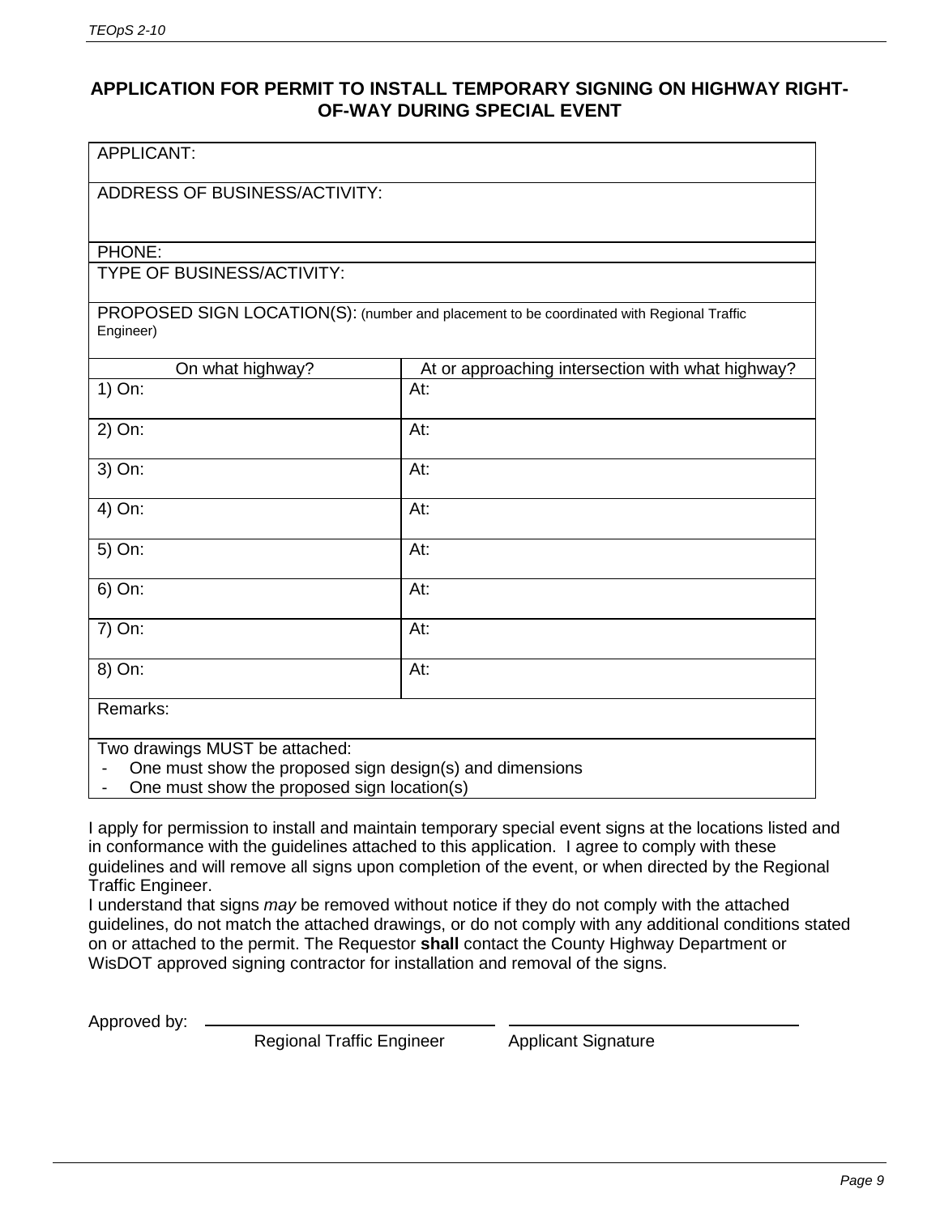## APPLICATION FOR PERMIT TO INSTALL TEMPORARY SIGNING ON HIGHWAY RIGHT-OF-WAY DURING SPECIAL EVENT

APPLICANT:

ADDRESS OF BUSINESS/ACTIVITY:

PHONE:

TYPE OF BUSINESS/ACTIVITY:

PROPOSED SIGN LOCATION(S): (number and placement to be coordinated with Regional Traffic Engineer)

| On what highway? | At or approaching intersection with what highway? |
|---|---|
| 1) On: | At: |
| 2) On: | At: |
| 3) On: | At: |
| 4) On: | At: |
| 5) On: | At: |
| 6) On: | At: |
| 7) On: | At: |
| 8) On: | At: |

Remarks:

Two drawings MUST be attached:

- One must show the proposed sign design(s) and dimensions
- One must show the proposed sign location(s)

I apply for permission to install and maintain temporary special event signs at the locations listed and in conformance with the guidelines attached to this application. I agree to comply with these guidelines and will remove all signs upon completion of the event, or when directed by the Regional Traffic Engineer.

I understand that signs *may* be removed without notice if they do not comply with the attached guidelines, do not match the attached drawings, or do not comply with any additional conditions stated on or attached to the permit. The Requestor **shall** contact the County Highway Department or WisDOT approved signing contractor for installation and removal of the signs.

Approved by: \_\_\_\_\_\_\_\_\_\_\_\_\_\_\_\_\_\_\_\_\_\_\_\_\_\_\_\_\_\_ \_\_\_\_\_\_\_\_\_\_\_\_\_\_\_\_\_\_\_\_\_\_\_\_\_\_\_\_\_\_

Regional Traffic Engineer Applicant Signature